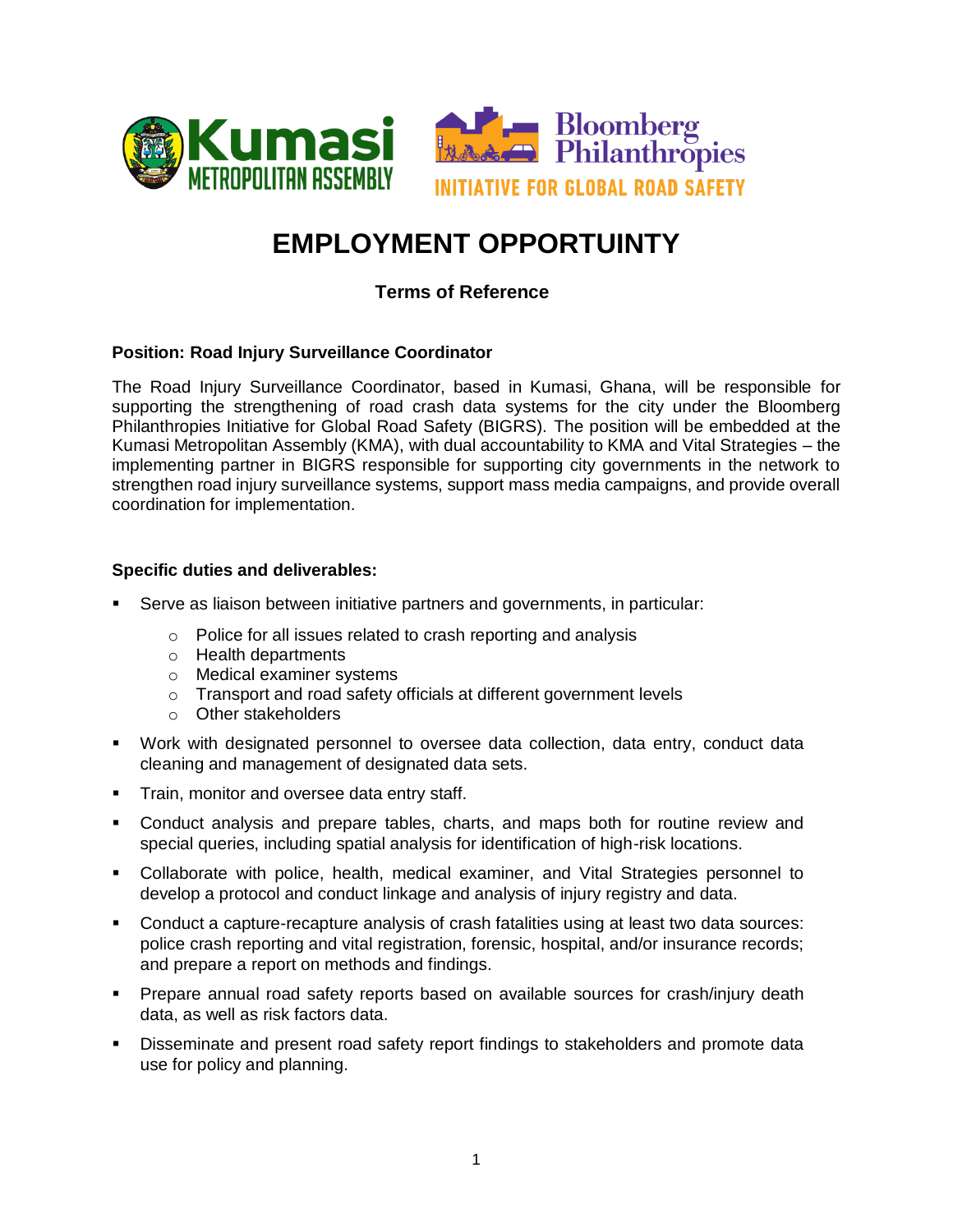# EMPLOYMENT OPPORTUINTY

## Terms of Reference

**Position: Road Injury Surveillance Coordinator**

The Road Injury Surveillance Coordinator, based in Kumasi, Ghana, will be responsible for supporting the strengthening of road crash data systems for the city under the Bloomberg Philanthropies Initiative for Global Road Safety (BIGRS). The position will be embedded at the Kumasi Metropolitan Assembly (KMA), with dual accountability to KMA and Vital Strategies – the implementing partner in BIGRS responsible for supporting city governments in the network to strengthen road injury surveillance systems, support mass media campaigns, and provide overall coordination for implementation.

**Specific duties and deliverables:**

- Serve as liaison between initiative partners and governments, in particular:
  - Police for all issues related to crash reporting and analysis
  - Health departments
  - Medical examiner systems
  - Transport and road safety officials at different government levels
  - Other stakeholders
- Work with designated personnel to oversee data collection, data entry, conduct data cleaning and management of designated data sets.
- Train, monitor and oversee data entry staff.
- Conduct analysis and prepare tables, charts, and maps both for routine review and special queries, including spatial analysis for identification of high-risk locations.
- Collaborate with police, health, medical examiner, and Vital Strategies personnel to develop a protocol and conduct linkage and analysis of injury registry and data.
- Conduct a capture-recapture analysis of crash fatalities using at least two data sources: police crash reporting and vital registration, forensic, hospital, and/or insurance records; and prepare a report on methods and findings.
- Prepare annual road safety reports based on available sources for crash/injury death data, as well as risk factors data.
- Disseminate and present road safety report findings to stakeholders and promote data use for policy and planning.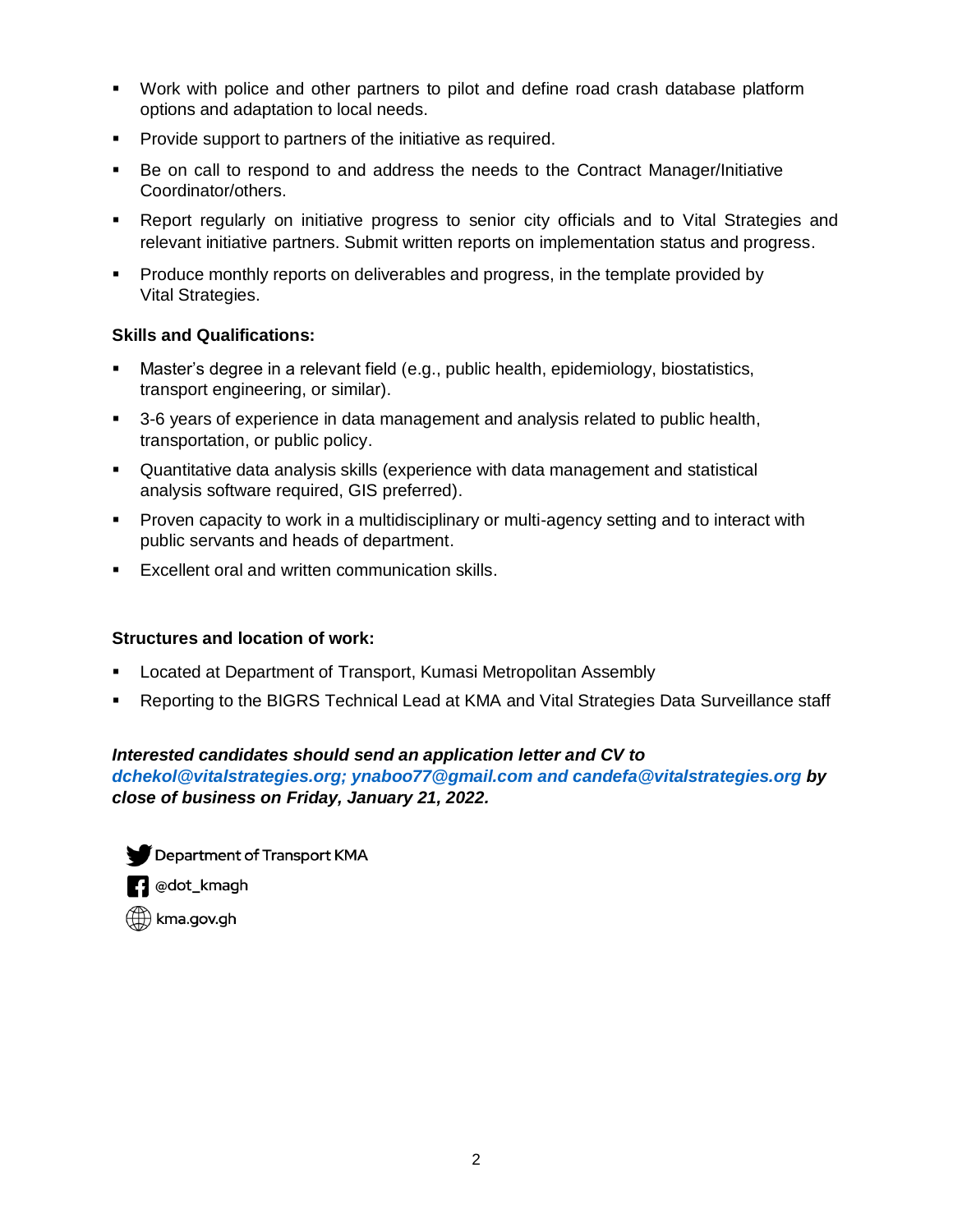- Work with police and other partners to pilot and define road crash database platform options and adaptation to local needs.
- Provide support to partners of the initiative as required.
- Be on call to respond to and address the needs to the Contract Manager/Initiative Coordinator/others.
- Report regularly on initiative progress to senior city officials and to Vital Strategies and relevant initiative partners. Submit written reports on implementation status and progress.
- Produce monthly reports on deliverables and progress, in the template provided by Vital Strategies.

**Skills and Qualifications:**

- Master's degree in a relevant field (e.g., public health, epidemiology, biostatistics, transport engineering, or similar).
- 3-6 years of experience in data management and analysis related to public health, transportation, or public policy.
- Quantitative data analysis skills (experience with data management and statistical analysis software required, GIS preferred).
- Proven capacity to work in a multidisciplinary or multi-agency setting and to interact with public servants and heads of department.
- Excellent oral and written communication skills.

**Structures and location of work:**

- Located at Department of Transport, Kumasi Metropolitan Assembly
- Reporting to the BIGRS Technical Lead at KMA and Vital Strategies Data Surveillance staff

***Interested candidates should send an application letter and CV to dchekol@vitalstrategies.org; ynaboo77@gmail.com and candefa@vitalstrategies.org by close of business on Friday, January 21, 2022.***

Department of Transport KMA

@dot_kmagh

kma.gov.gh